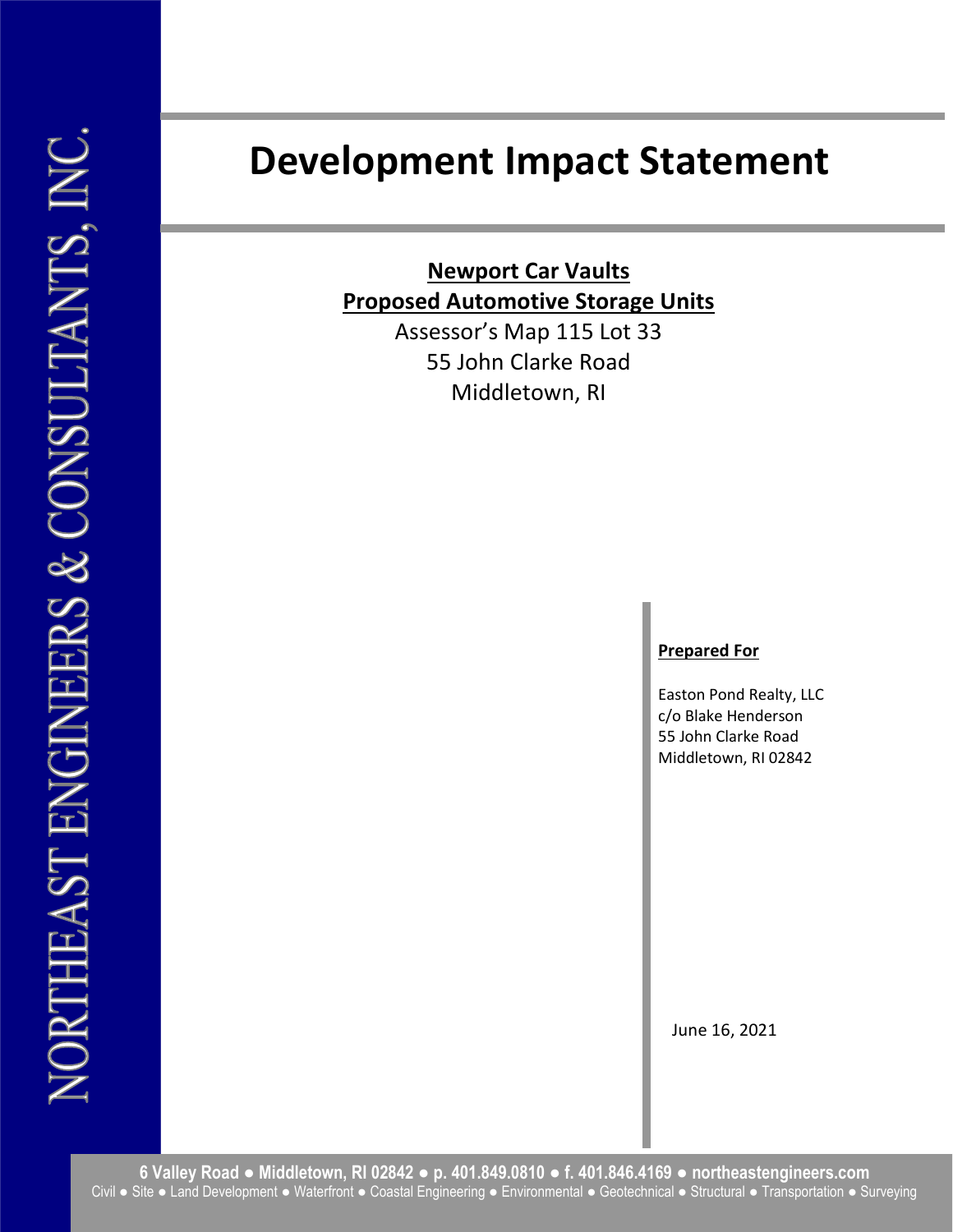# Development Impact Statement

**Newport Car Vaults**
**Proposed Automotive Storage Units**

Assessor's Map 115 Lot 33
55 John Clarke Road
Middletown, RI

**Prepared For**

Easton Pond Realty, LLC
c/o Blake Henderson
55 John Clarke Road
Middletown, RI 02842

June 16, 2021

NORTHEAST ENGINEERS & CONSULTANTS, INC.

**6 Valley Road ● Middletown, RI 02842 ● p. 401.849.0810 ● f. 401.846.4169 ● northeastengineers.com**
Civil ● Site ● Land Development ● Waterfront ● Coastal Engineering ● Environmental ● Geotechnical ● Structural ● Transportation ● Surveying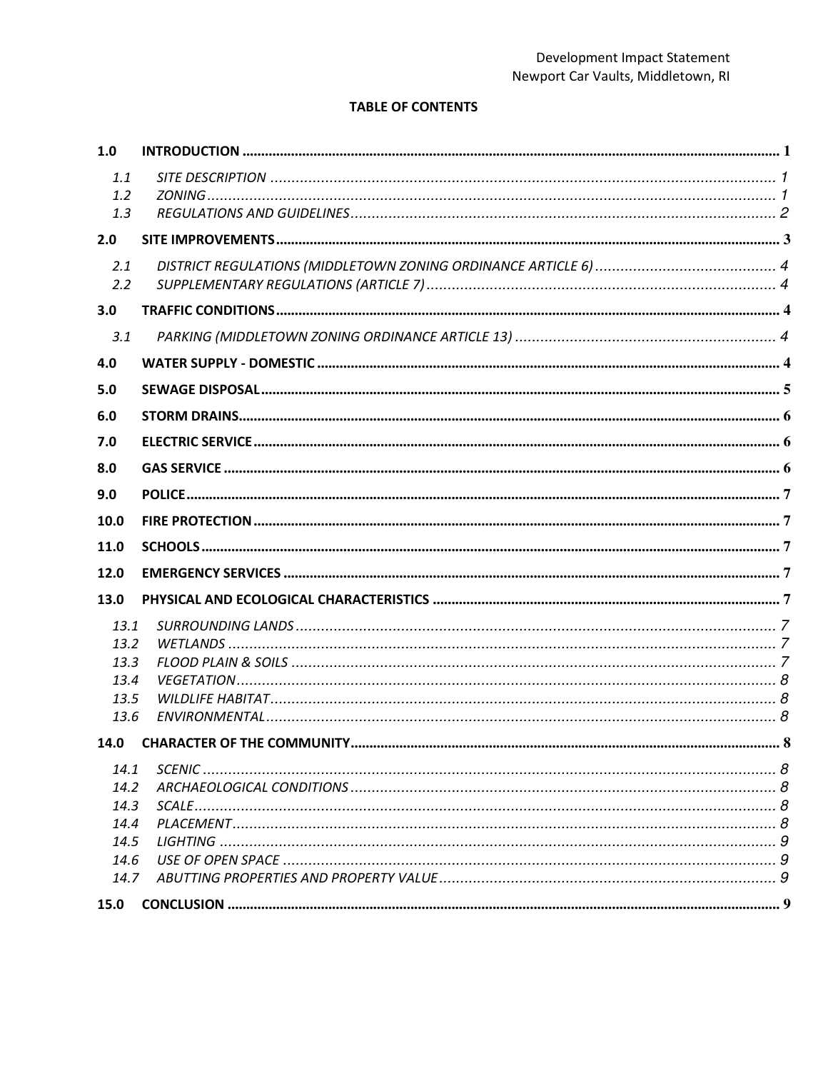**TABLE OF CONTENTS**

| | | |
|---|---|---|
| **1.0** | **INTRODUCTION** | **1** |
| *1.1* | *SITE DESCRIPTION* | *1* |
| *1.2* | *ZONING* | *1* |
| *1.3* | *REGULATIONS AND GUIDELINES* | *2* |
| **2.0** | **SITE IMPROVEMENTS** | **3** |
| *2.1* | *DISTRICT REGULATIONS (MIDDLETOWN ZONING ORDINANCE ARTICLE 6)* | *4* |
| *2.2* | *SUPPLEMENTARY REGULATIONS (ARTICLE 7)* | *4* |
| **3.0** | **TRAFFIC CONDITIONS** | **4** |
| *3.1* | *PARKING (MIDDLETOWN ZONING ORDINANCE ARTICLE 13)* | *4* |
| **4.0** | **WATER SUPPLY - DOMESTIC** | **4** |
| **5.0** | **SEWAGE DISPOSAL** | **5** |
| **6.0** | **STORM DRAINS** | **6** |
| **7.0** | **ELECTRIC SERVICE** | **6** |
| **8.0** | **GAS SERVICE** | **6** |
| **9.0** | **POLICE** | **7** |
| **10.0** | **FIRE PROTECTION** | **7** |
| **11.0** | **SCHOOLS** | **7** |
| **12.0** | **EMERGENCY SERVICES** | **7** |
| **13.0** | **PHYSICAL AND ECOLOGICAL CHARACTERISTICS** | **7** |
| *13.1* | *SURROUNDING LANDS* | *7* |
| *13.2* | *WETLANDS* | *7* |
| *13.3* | *FLOOD PLAIN & SOILS* | *7* |
| *13.4* | *VEGETATION* | *8* |
| *13.5* | *WILDLIFE HABITAT* | *8* |
| *13.6* | *ENVIRONMENTAL* | *8* |
| **14.0** | **CHARACTER OF THE COMMUNITY** | **8** |
| *14.1* | *SCENIC* | *8* |
| *14.2* | *ARCHAEOLOGICAL CONDITIONS* | *8* |
| *14.3* | *SCALE* | *8* |
| *14.4* | *PLACEMENT* | *8* |
| *14.5* | *LIGHTING* | *9* |
| *14.6* | *USE OF OPEN SPACE* | *9* |
| *14.7* | *ABUTTING PROPERTIES AND PROPERTY VALUE* | *9* |
| **15.0** | **CONCLUSION** | **9** |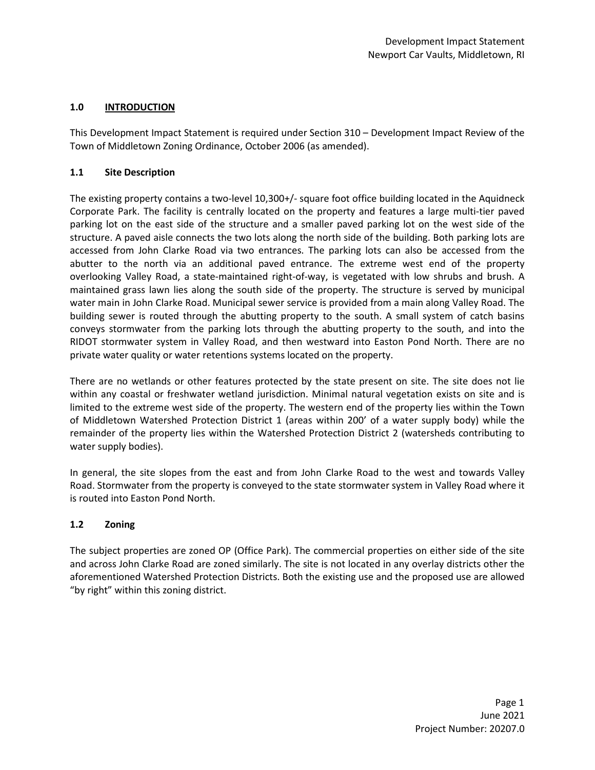## 1.0 INTRODUCTION

This Development Impact Statement is required under Section 310 – Development Impact Review of the Town of Middletown Zoning Ordinance, October 2006 (as amended).

### 1.1 Site Description

The existing property contains a two-level 10,300+/- square foot office building located in the Aquidneck Corporate Park. The facility is centrally located on the property and features a large multi-tier paved parking lot on the east side of the structure and a smaller paved parking lot on the west side of the structure. A paved aisle connects the two lots along the north side of the building. Both parking lots are accessed from John Clarke Road via two entrances. The parking lots can also be accessed from the abutter to the north via an additional paved entrance. The extreme west end of the property overlooking Valley Road, a state-maintained right-of-way, is vegetated with low shrubs and brush. A maintained grass lawn lies along the south side of the property. The structure is served by municipal water main in John Clarke Road. Municipal sewer service is provided from a main along Valley Road. The building sewer is routed through the abutting property to the south. A small system of catch basins conveys stormwater from the parking lots through the abutting property to the south, and into the RIDOT stormwater system in Valley Road, and then westward into Easton Pond North. There are no private water quality or water retentions systems located on the property.

There are no wetlands or other features protected by the state present on site. The site does not lie within any coastal or freshwater wetland jurisdiction. Minimal natural vegetation exists on site and is limited to the extreme west side of the property. The western end of the property lies within the Town of Middletown Watershed Protection District 1 (areas within 200' of a water supply body) while the remainder of the property lies within the Watershed Protection District 2 (watersheds contributing to water supply bodies).

In general, the site slopes from the east and from John Clarke Road to the west and towards Valley Road. Stormwater from the property is conveyed to the state stormwater system in Valley Road where it is routed into Easton Pond North.

### 1.2 Zoning

The subject properties are zoned OP (Office Park). The commercial properties on either side of the site and across John Clarke Road are zoned similarly. The site is not located in any overlay districts other the aforementioned Watershed Protection Districts. Both the existing use and the proposed use are allowed "by right" within this zoning district.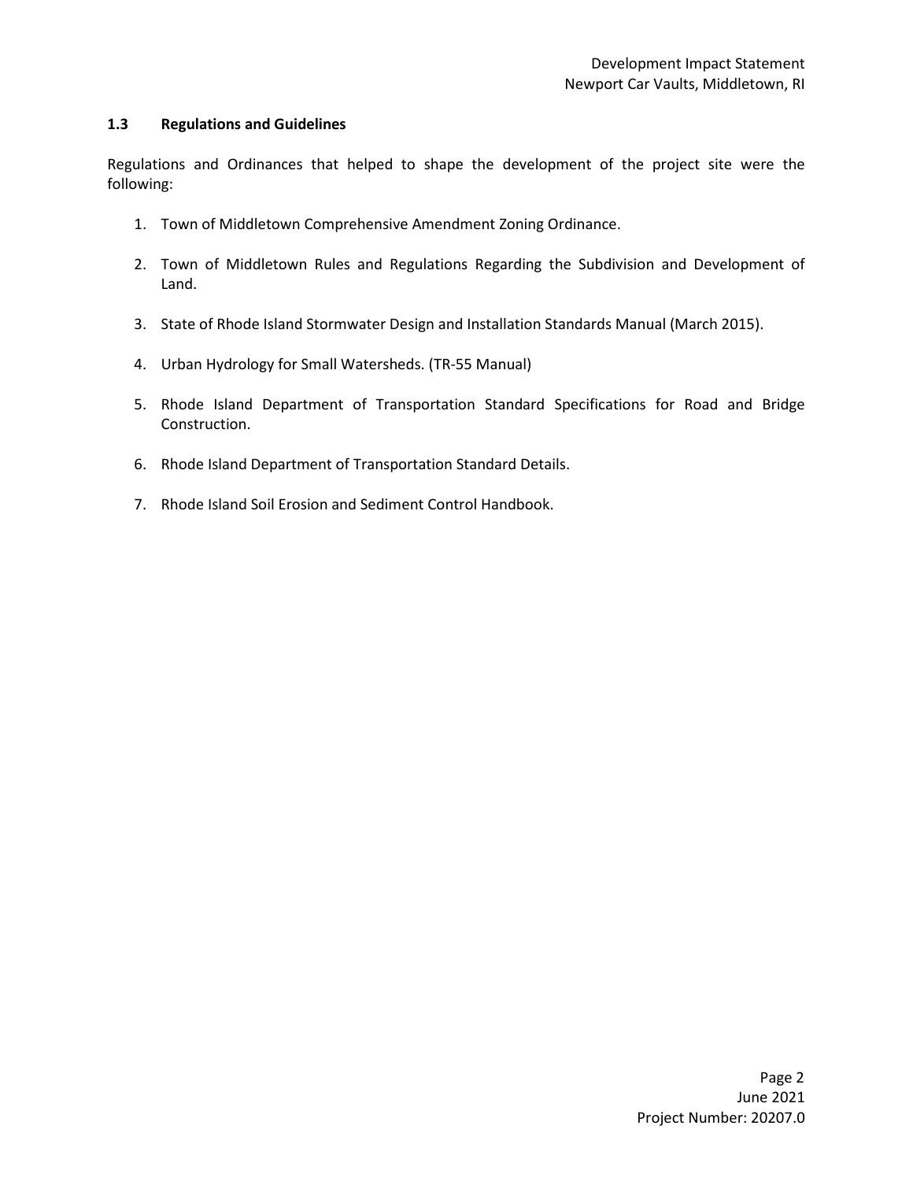### 1.3 Regulations and Guidelines

Regulations and Ordinances that helped to shape the development of the project site were the following:

1. Town of Middletown Comprehensive Amendment Zoning Ordinance.

2. Town of Middletown Rules and Regulations Regarding the Subdivision and Development of Land.

3. State of Rhode Island Stormwater Design and Installation Standards Manual (March 2015).

4. Urban Hydrology for Small Watersheds. (TR-55 Manual)

5. Rhode Island Department of Transportation Standard Specifications for Road and Bridge Construction.

6. Rhode Island Department of Transportation Standard Details.

7. Rhode Island Soil Erosion and Sediment Control Handbook.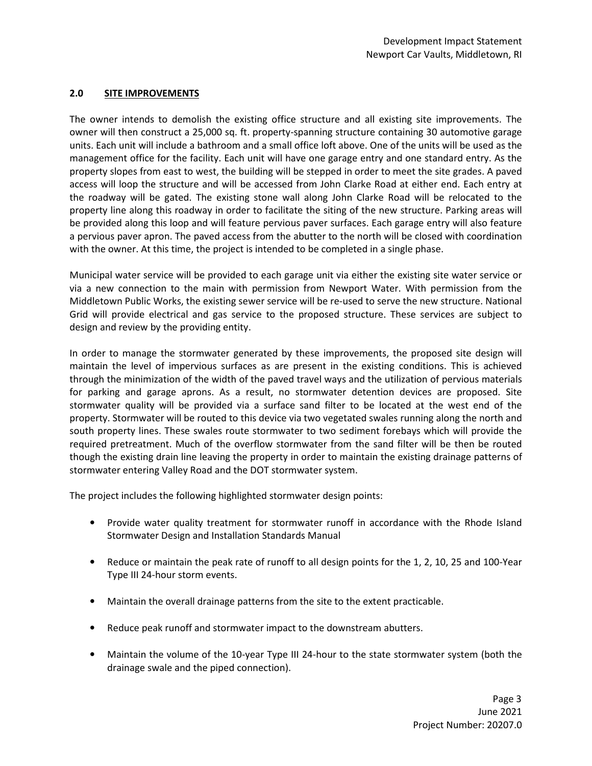## 2.0 SITE IMPROVEMENTS

The owner intends to demolish the existing office structure and all existing site improvements. The owner will then construct a 25,000 sq. ft. property-spanning structure containing 30 automotive garage units. Each unit will include a bathroom and a small office loft above. One of the units will be used as the management office for the facility. Each unit will have one garage entry and one standard entry. As the property slopes from east to west, the building will be stepped in order to meet the site grades. A paved access will loop the structure and will be accessed from John Clarke Road at either end. Each entry at the roadway will be gated. The existing stone wall along John Clarke Road will be relocated to the property line along this roadway in order to facilitate the siting of the new structure. Parking areas will be provided along this loop and will feature pervious paver surfaces. Each garage entry will also feature a pervious paver apron. The paved access from the abutter to the north will be closed with coordination with the owner. At this time, the project is intended to be completed in a single phase.

Municipal water service will be provided to each garage unit via either the existing site water service or via a new connection to the main with permission from Newport Water. With permission from the Middletown Public Works, the existing sewer service will be re-used to serve the new structure. National Grid will provide electrical and gas service to the proposed structure. These services are subject to design and review by the providing entity.

In order to manage the stormwater generated by these improvements, the proposed site design will maintain the level of impervious surfaces as are present in the existing conditions. This is achieved through the minimization of the width of the paved travel ways and the utilization of pervious materials for parking and garage aprons. As a result, no stormwater detention devices are proposed. Site stormwater quality will be provided via a surface sand filter to be located at the west end of the property. Stormwater will be routed to this device via two vegetated swales running along the north and south property lines. These swales route stormwater to two sediment forebays which will provide the required pretreatment. Much of the overflow stormwater from the sand filter will be then be routed though the existing drain line leaving the property in order to maintain the existing drainage patterns of stormwater entering Valley Road and the DOT stormwater system.

The project includes the following highlighted stormwater design points:

- Provide water quality treatment for stormwater runoff in accordance with the Rhode Island Stormwater Design and Installation Standards Manual
- Reduce or maintain the peak rate of runoff to all design points for the 1, 2, 10, 25 and 100-Year Type III 24-hour storm events.
- Maintain the overall drainage patterns from the site to the extent practicable.
- Reduce peak runoff and stormwater impact to the downstream abutters.
- Maintain the volume of the 10-year Type III 24-hour to the state stormwater system (both the drainage swale and the piped connection).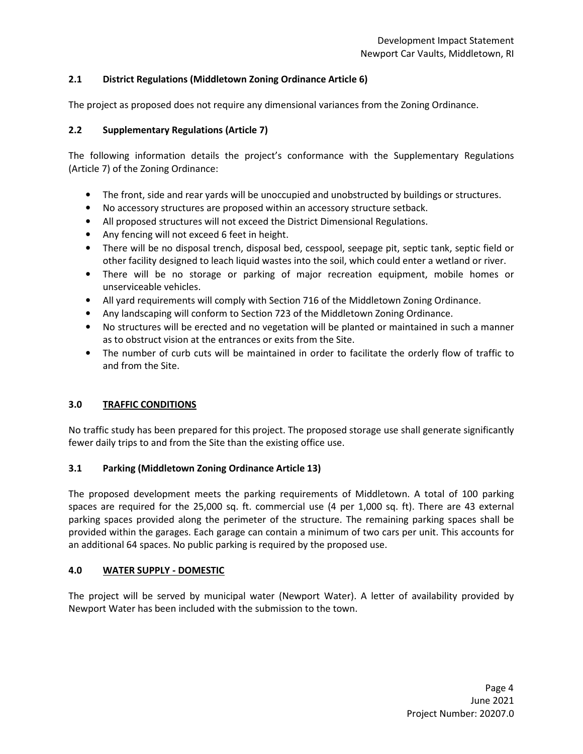### 2.1 District Regulations (Middletown Zoning Ordinance Article 6)

The project as proposed does not require any dimensional variances from the Zoning Ordinance.

### 2.2 Supplementary Regulations (Article 7)

The following information details the project's conformance with the Supplementary Regulations (Article 7) of the Zoning Ordinance:

- The front, side and rear yards will be unoccupied and unobstructed by buildings or structures.
- No accessory structures are proposed within an accessory structure setback.
- All proposed structures will not exceed the District Dimensional Regulations.
- Any fencing will not exceed 6 feet in height.
- There will be no disposal trench, disposal bed, cesspool, seepage pit, septic tank, septic field or other facility designed to leach liquid wastes into the soil, which could enter a wetland or river.
- There will be no storage or parking of major recreation equipment, mobile homes or unserviceable vehicles.
- All yard requirements will comply with Section 716 of the Middletown Zoning Ordinance.
- Any landscaping will conform to Section 723 of the Middletown Zoning Ordinance.
- No structures will be erected and no vegetation will be planted or maintained in such a manner as to obstruct vision at the entrances or exits from the Site.
- The number of curb cuts will be maintained in order to facilitate the orderly flow of traffic to and from the Site.

## 3.0 TRAFFIC CONDITIONS

No traffic study has been prepared for this project. The proposed storage use shall generate significantly fewer daily trips to and from the Site than the existing office use.

### 3.1 Parking (Middletown Zoning Ordinance Article 13)

The proposed development meets the parking requirements of Middletown. A total of 100 parking spaces are required for the 25,000 sq. ft. commercial use (4 per 1,000 sq. ft). There are 43 external parking spaces provided along the perimeter of the structure. The remaining parking spaces shall be provided within the garages. Each garage can contain a minimum of two cars per unit. This accounts for an additional 64 spaces. No public parking is required by the proposed use.

## 4.0 WATER SUPPLY - DOMESTIC

The project will be served by municipal water (Newport Water). A letter of availability provided by Newport Water has been included with the submission to the town.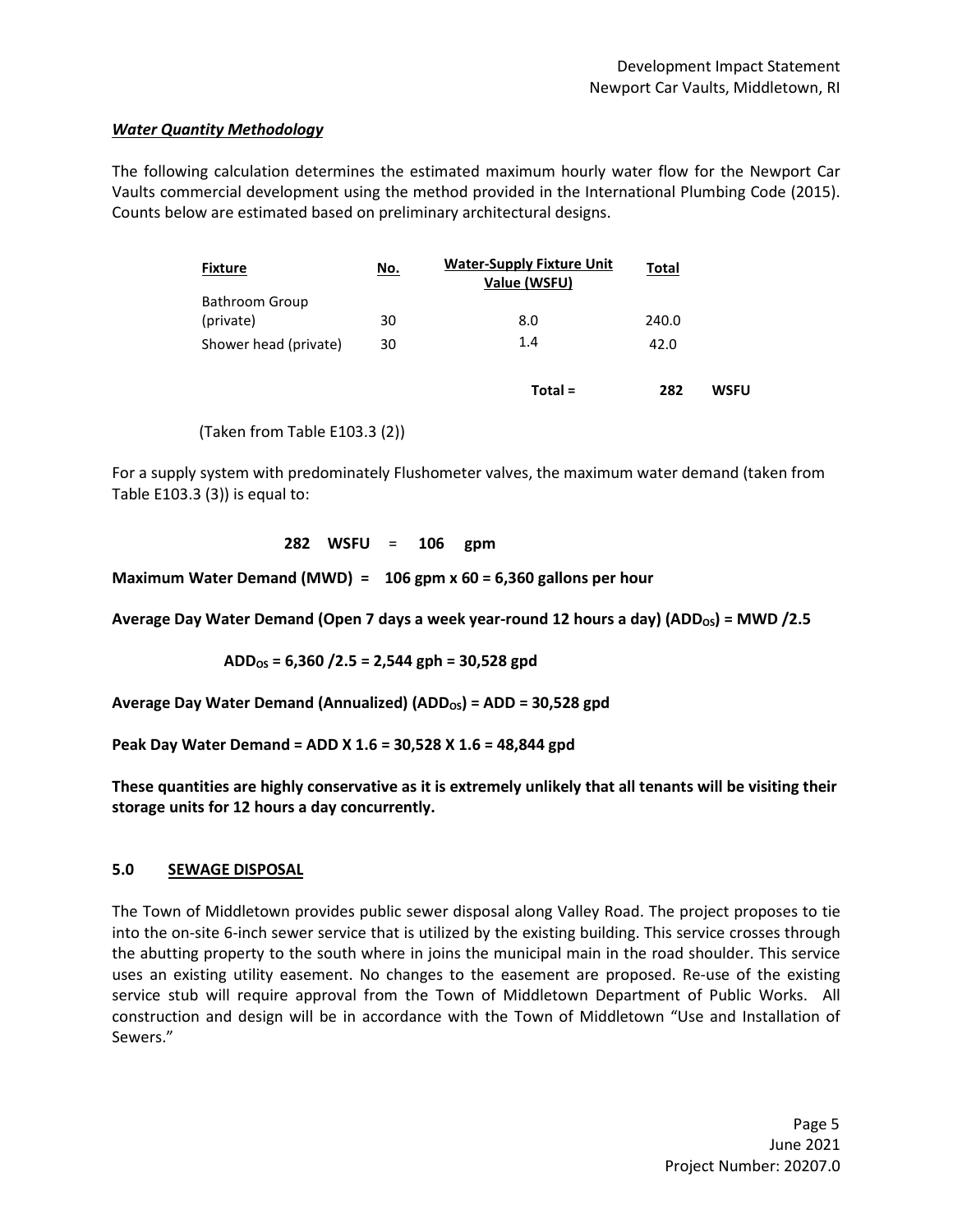### *Water Quantity Methodology*

The following calculation determines the estimated maximum hourly water flow for the Newport Car Vaults commercial development using the method provided in the International Plumbing Code (2015). Counts below are estimated based on preliminary architectural designs.

| Fixture | No. | Water-Supply Fixture Unit Value (WSFU) | Total | |
|---|---|---|---|---|
| Bathroom Group (private) | 30 | 8.0 | 240.0 | |
| Shower head (private) | 30 | 1.4 | 42.0 | |
| | | **Total =** | **282** | **WSFU** |

(Taken from Table E103.3 (2))

For a supply system with predominately Flushometer valves, the maximum water demand (taken from Table E103.3 (3)) is equal to:

**282 WSFU = 106 gpm**

**Maximum Water Demand (MWD) = 106 gpm x 60 = 6,360 gallons per hour**

**Average Day Water Demand (Open 7 days a week year-round 12 hours a day) ($ADD_{OS}$) = MWD /2.5**

**$ADD_{OS}$ = 6,360 /2.5 = 2,544 gph = 30,528 gpd**

**Average Day Water Demand (Annualized) ($ADD_{OS}$) = ADD = 30,528 gpd**

**Peak Day Water Demand = ADD X 1.6 = 30,528 X 1.6 = 48,844 gpd**

**These quantities are highly conservative as it is extremely unlikely that all tenants will be visiting their storage units for 12 hours a day concurrently.**

## 5.0 SEWAGE DISPOSAL

The Town of Middletown provides public sewer disposal along Valley Road. The project proposes to tie into the on-site 6-inch sewer service that is utilized by the existing building. This service crosses through the abutting property to the south where in joins the municipal main in the road shoulder. This service uses an existing utility easement. No changes to the easement are proposed. Re-use of the existing service stub will require approval from the Town of Middletown Department of Public Works. All construction and design will be in accordance with the Town of Middletown "Use and Installation of Sewers."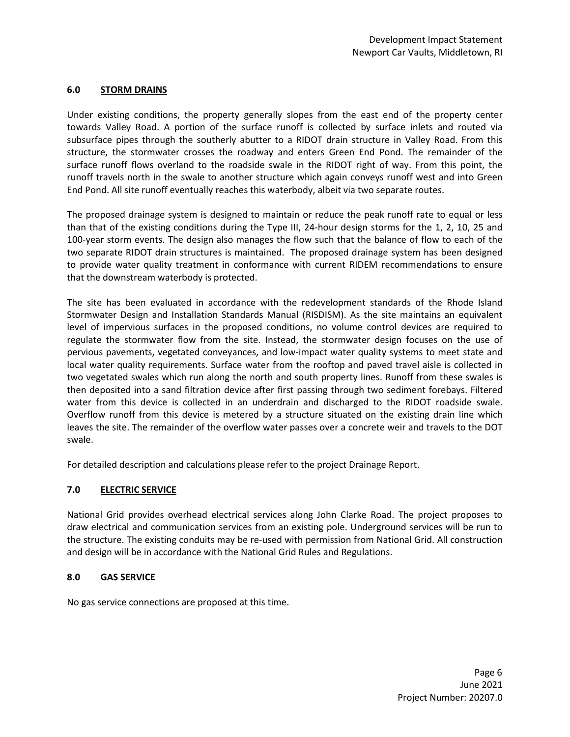## 6.0 STORM DRAINS

Under existing conditions, the property generally slopes from the east end of the property center towards Valley Road. A portion of the surface runoff is collected by surface inlets and routed via subsurface pipes through the southerly abutter to a RIDOT drain structure in Valley Road. From this structure, the stormwater crosses the roadway and enters Green End Pond. The remainder of the surface runoff flows overland to the roadside swale in the RIDOT right of way. From this point, the runoff travels north in the swale to another structure which again conveys runoff west and into Green End Pond. All site runoff eventually reaches this waterbody, albeit via two separate routes.

The proposed drainage system is designed to maintain or reduce the peak runoff rate to equal or less than that of the existing conditions during the Type III, 24-hour design storms for the 1, 2, 10, 25 and 100-year storm events. The design also manages the flow such that the balance of flow to each of the two separate RIDOT drain structures is maintained. The proposed drainage system has been designed to provide water quality treatment in conformance with current RIDEM recommendations to ensure that the downstream waterbody is protected.

The site has been evaluated in accordance with the redevelopment standards of the Rhode Island Stormwater Design and Installation Standards Manual (RISDISM). As the site maintains an equivalent level of impervious surfaces in the proposed conditions, no volume control devices are required to regulate the stormwater flow from the site. Instead, the stormwater design focuses on the use of pervious pavements, vegetated conveyances, and low-impact water quality systems to meet state and local water quality requirements. Surface water from the rooftop and paved travel aisle is collected in two vegetated swales which run along the north and south property lines. Runoff from these swales is then deposited into a sand filtration device after first passing through two sediment forebays. Filtered water from this device is collected in an underdrain and discharged to the RIDOT roadside swale. Overflow runoff from this device is metered by a structure situated on the existing drain line which leaves the site. The remainder of the overflow water passes over a concrete weir and travels to the DOT swale.

For detailed description and calculations please refer to the project Drainage Report.

## 7.0 ELECTRIC SERVICE

National Grid provides overhead electrical services along John Clarke Road. The project proposes to draw electrical and communication services from an existing pole. Underground services will be run to the structure. The existing conduits may be re-used with permission from National Grid. All construction and design will be in accordance with the National Grid Rules and Regulations.

## 8.0 GAS SERVICE

No gas service connections are proposed at this time.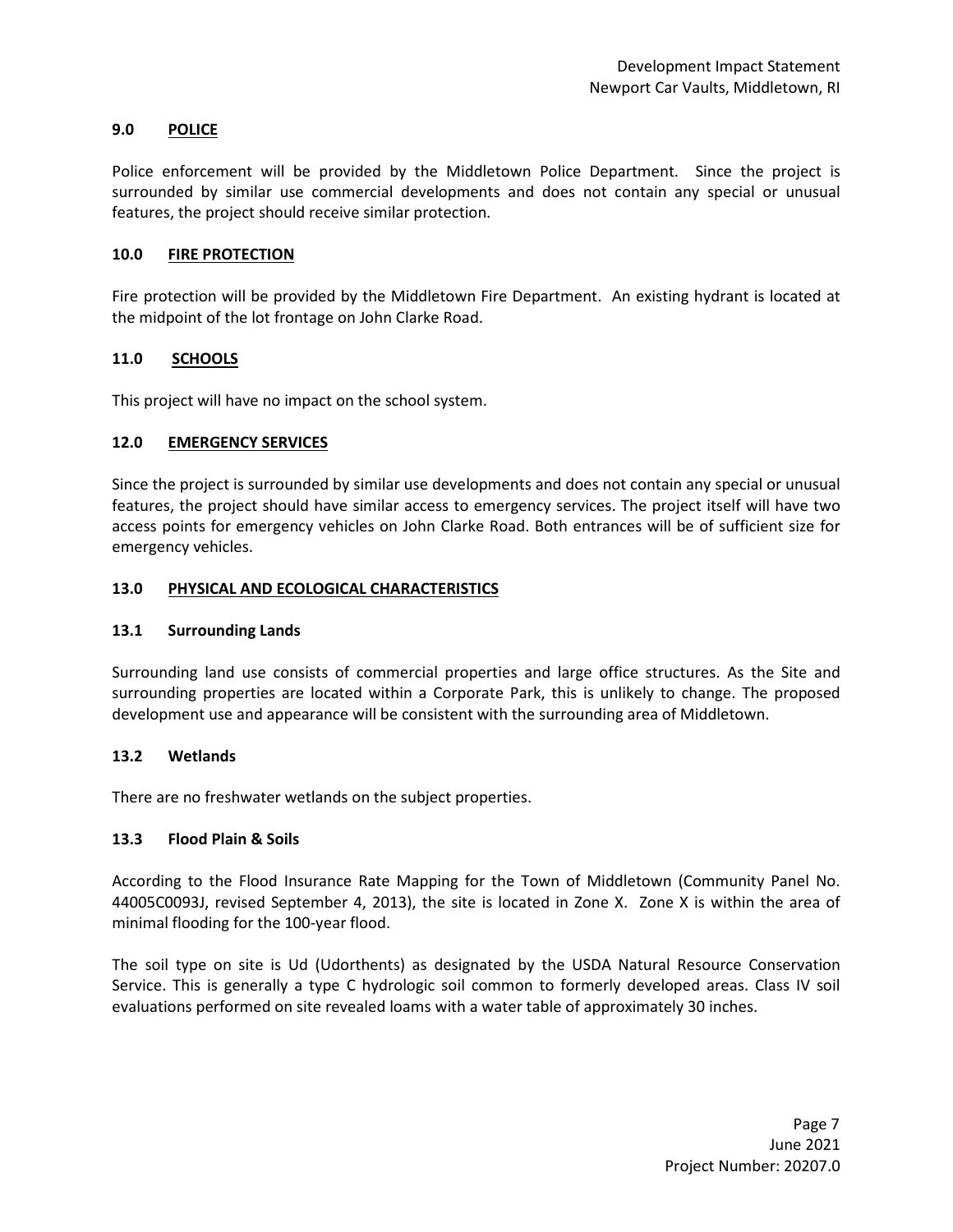## 9.0 POLICE

Police enforcement will be provided by the Middletown Police Department. Since the project is surrounded by similar use commercial developments and does not contain any special or unusual features, the project should receive similar protection.

## 10.0 FIRE PROTECTION

Fire protection will be provided by the Middletown Fire Department. An existing hydrant is located at the midpoint of the lot frontage on John Clarke Road.

## 11.0 SCHOOLS

This project will have no impact on the school system.

## 12.0 EMERGENCY SERVICES

Since the project is surrounded by similar use developments and does not contain any special or unusual features, the project should have similar access to emergency services. The project itself will have two access points for emergency vehicles on John Clarke Road. Both entrances will be of sufficient size for emergency vehicles.

## 13.0 PHYSICAL AND ECOLOGICAL CHARACTERISTICS

### 13.1 Surrounding Lands

Surrounding land use consists of commercial properties and large office structures. As the Site and surrounding properties are located within a Corporate Park, this is unlikely to change. The proposed development use and appearance will be consistent with the surrounding area of Middletown.

### 13.2 Wetlands

There are no freshwater wetlands on the subject properties.

### 13.3 Flood Plain & Soils

According to the Flood Insurance Rate Mapping for the Town of Middletown (Community Panel No. 44005C0093J, revised September 4, 2013), the site is located in Zone X. Zone X is within the area of minimal flooding for the 100-year flood.

The soil type on site is Ud (Udorthents) as designated by the USDA Natural Resource Conservation Service. This is generally a type C hydrologic soil common to formerly developed areas. Class IV soil evaluations performed on site revealed loams with a water table of approximately 30 inches.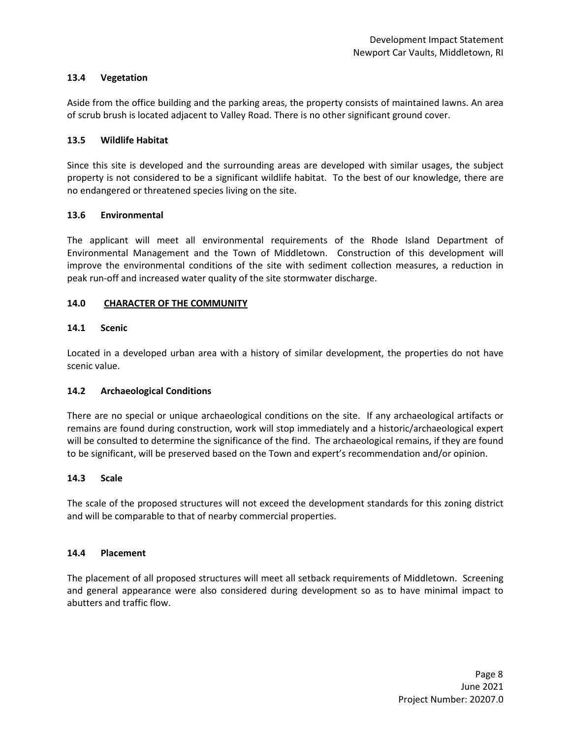### 13.4 Vegetation

Aside from the office building and the parking areas, the property consists of maintained lawns. An area of scrub brush is located adjacent to Valley Road. There is no other significant ground cover.

### 13.5 Wildlife Habitat

Since this site is developed and the surrounding areas are developed with similar usages, the subject property is not considered to be a significant wildlife habitat. To the best of our knowledge, there are no endangered or threatened species living on the site.

### 13.6 Environmental

The applicant will meet all environmental requirements of the Rhode Island Department of Environmental Management and the Town of Middletown. Construction of this development will improve the environmental conditions of the site with sediment collection measures, a reduction in peak run-off and increased water quality of the site stormwater discharge.

## 14.0 CHARACTER OF THE COMMUNITY

### 14.1 Scenic

Located in a developed urban area with a history of similar development, the properties do not have scenic value.

### 14.2 Archaeological Conditions

There are no special or unique archaeological conditions on the site. If any archaeological artifacts or remains are found during construction, work will stop immediately and a historic/archaeological expert will be consulted to determine the significance of the find. The archaeological remains, if they are found to be significant, will be preserved based on the Town and expert's recommendation and/or opinion.

### 14.3 Scale

The scale of the proposed structures will not exceed the development standards for this zoning district and will be comparable to that of nearby commercial properties.

### 14.4 Placement

The placement of all proposed structures will meet all setback requirements of Middletown. Screening and general appearance were also considered during development so as to have minimal impact to abutters and traffic flow.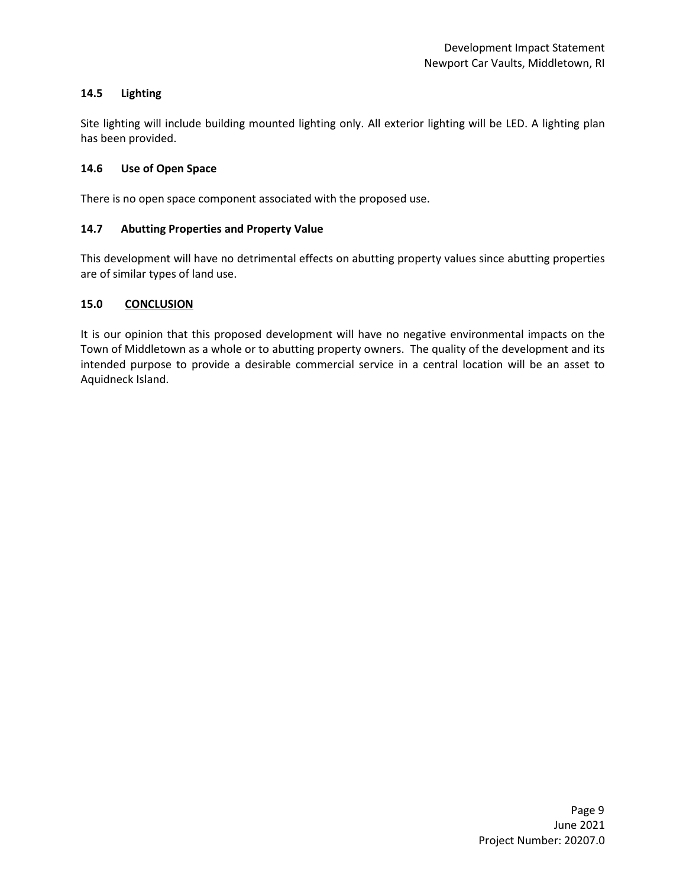### 14.5 Lighting

Site lighting will include building mounted lighting only. All exterior lighting will be LED. A lighting plan has been provided.

### 14.6 Use of Open Space

There is no open space component associated with the proposed use.

### 14.7 Abutting Properties and Property Value

This development will have no detrimental effects on abutting property values since abutting properties are of similar types of land use.

## 15.0 CONCLUSION

It is our opinion that this proposed development will have no negative environmental impacts on the Town of Middletown as a whole or to abutting property owners. The quality of the development and its intended purpose to provide a desirable commercial service in a central location will be an asset to Aquidneck Island.